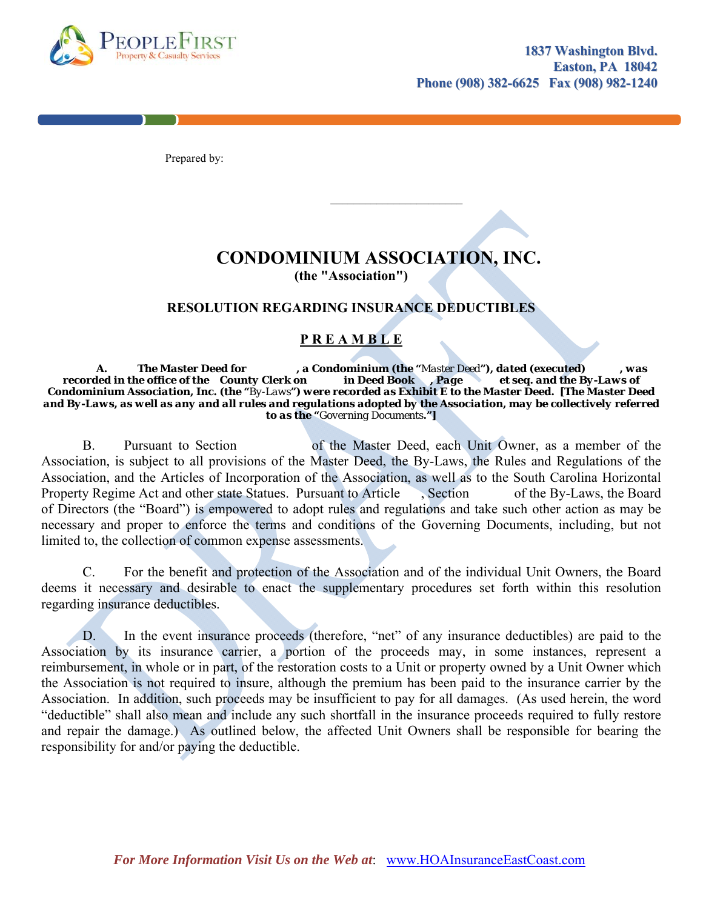PEOPLEFIRST
Property & Casualty Services

1837 Washington Blvd.
Easton, PA 18042
Phone (908) 382-6625 Fax (908) 982-1240

Prepared by:

______________________

# CONDOMINIUM ASSOCIATION, INC.

**(the "Association")**

## RESOLUTION REGARDING INSURANCE DEDUCTIBLES

## P R E A M B L E

**A. The Master Deed for , a Condominium (the "**Master Deed**"), dated (executed) , was recorded in the office of the County Clerk on in Deed Book , Page et seq. and the By-Laws of Condominium Association, Inc. (the "**By-Laws**") were recorded as Exhibit E to the Master Deed. [The Master Deed and By-Laws, as well as any and all rules and regulations adopted by the Association, may be collectively referred to as the "**Governing Documents**."]**

B. Pursuant to Section of the Master Deed, each Unit Owner, as a member of the Association, is subject to all provisions of the Master Deed, the By-Laws, the Rules and Regulations of the Association, and the Articles of Incorporation of the Association, as well as to the South Carolina Horizontal Property Regime Act and other state Statues. Pursuant to Article , Section of the By-Laws, the Board of Directors (the "Board") is empowered to adopt rules and regulations and take such other action as may be necessary and proper to enforce the terms and conditions of the Governing Documents, including, but not limited to, the collection of common expense assessments.

C. For the benefit and protection of the Association and of the individual Unit Owners, the Board deems it necessary and desirable to enact the supplementary procedures set forth within this resolution regarding insurance deductibles.

D. In the event insurance proceeds (therefore, "net" of any insurance deductibles) are paid to the Association by its insurance carrier, a portion of the proceeds may, in some instances, represent a reimbursement, in whole or in part, of the restoration costs to a Unit or property owned by a Unit Owner which the Association is not required to insure, although the premium has been paid to the insurance carrier by the Association. In addition, such proceeds may be insufficient to pay for all damages. (As used herein, the word "deductible" shall also mean and include any such shortfall in the insurance proceeds required to fully restore and repair the damage.) As outlined below, the affected Unit Owners shall be responsible for bearing the responsibility for and/or paying the deductible.

*For More Information Visit Us on the Web at*: www.HOAInsuranceEastCoast.com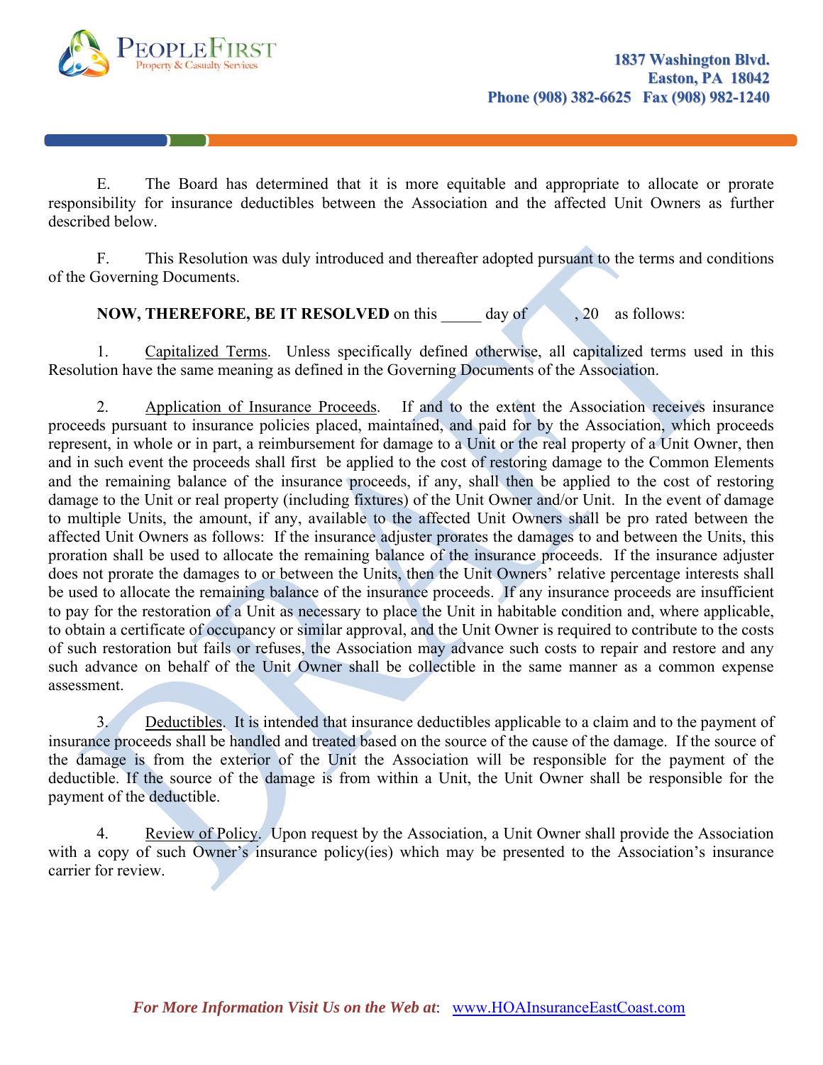E. The Board has determined that it is more equitable and appropriate to allocate or prorate responsibility for insurance deductibles between the Association and the affected Unit Owners as further described below.

F. This Resolution was duly introduced and thereafter adopted pursuant to the terms and conditions of the Governing Documents.

**NOW, THEREFORE, BE IT RESOLVED** on this _____ day of _______, 20 as follows:

1. Capitalized Terms. Unless specifically defined otherwise, all capitalized terms used in this Resolution have the same meaning as defined in the Governing Documents of the Association.

2. Application of Insurance Proceeds. If and to the extent the Association receives insurance proceeds pursuant to insurance policies placed, maintained, and paid for by the Association, which proceeds represent, in whole or in part, a reimbursement for damage to a Unit or the real property of a Unit Owner, then and in such event the proceeds shall first be applied to the cost of restoring damage to the Common Elements and the remaining balance of the insurance proceeds, if any, shall then be applied to the cost of restoring damage to the Unit or real property (including fixtures) of the Unit Owner and/or Unit. In the event of damage to multiple Units, the amount, if any, available to the affected Unit Owners shall be pro rated between the affected Unit Owners as follows: If the insurance adjuster prorates the damages to and between the Units, this proration shall be used to allocate the remaining balance of the insurance proceeds. If the insurance adjuster does not prorate the damages to or between the Units, then the Unit Owners' relative percentage interests shall be used to allocate the remaining balance of the insurance proceeds. If any insurance proceeds are insufficient to pay for the restoration of a Unit as necessary to place the Unit in habitable condition and, where applicable, to obtain a certificate of occupancy or similar approval, and the Unit Owner is required to contribute to the costs of such restoration but fails or refuses, the Association may advance such costs to repair and restore and any such advance on behalf of the Unit Owner shall be collectible in the same manner as a common expense assessment.

3. Deductibles. It is intended that insurance deductibles applicable to a claim and to the payment of insurance proceeds shall be handled and treated based on the source of the cause of the damage. If the source of the damage is from the exterior of the Unit the Association will be responsible for the payment of the deductible. If the source of the damage is from within a Unit, the Unit Owner shall be responsible for the payment of the deductible.

4. Review of Policy. Upon request by the Association, a Unit Owner shall provide the Association with a copy of such Owner's insurance policy(ies) which may be presented to the Association's insurance carrier for review.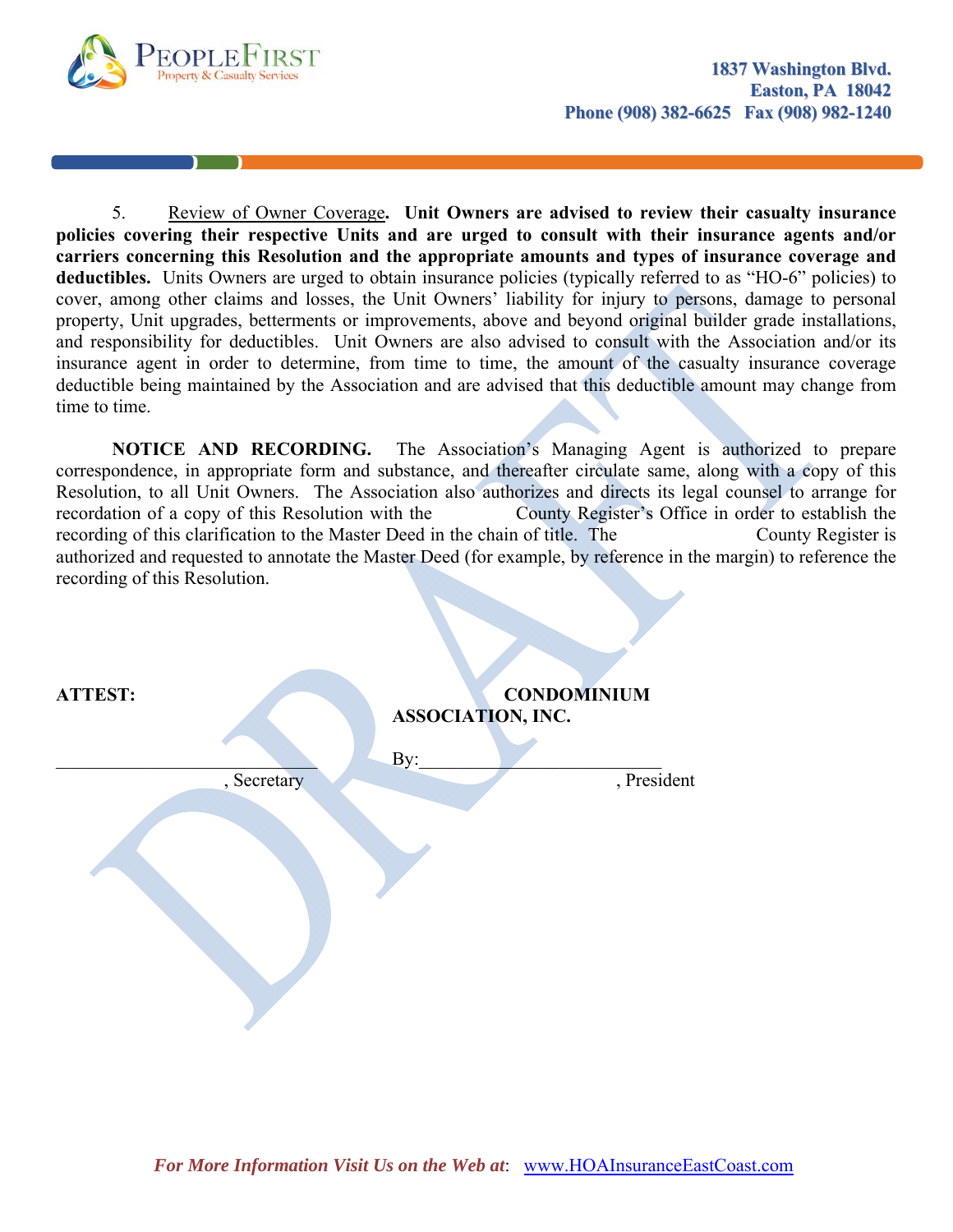5. Review of Owner Coverage. **Unit Owners are advised to review their casualty insurance policies covering their respective Units and are urged to consult with their insurance agents and/or carriers concerning this Resolution and the appropriate amounts and types of insurance coverage and deductibles.** Units Owners are urged to obtain insurance policies (typically referred to as "HO-6" policies) to cover, among other claims and losses, the Unit Owners' liability for injury to persons, damage to personal property, Unit upgrades, betterments or improvements, above and beyond original builder grade installations, and responsibility for deductibles. Unit Owners are also advised to consult with the Association and/or its insurance agent in order to determine, from time to time, the amount of the casualty insurance coverage deductible being maintained by the Association and are advised that this deductible amount may change from time to time.

**NOTICE AND RECORDING.** The Association's Managing Agent is authorized to prepare correspondence, in appropriate form and substance, and thereafter circulate same, along with a copy of this Resolution, to all Unit Owners. The Association also authorizes and directs its legal counsel to arrange for recordation of a copy of this Resolution with the County Register's Office in order to establish the recording of this clarification to the Master Deed in the chain of title. The County Register is authorized and requested to annotate the Master Deed (for example, by reference in the margin) to reference the recording of this Resolution.

**ATTEST:** **CONDOMINIUM ASSOCIATION, INC.**

\_\_\_\_\_\_\_\_\_\_\_\_\_\_\_\_\_\_\_\_\_\_\_\_\_\_\_\_, Secretary

By:\_\_\_\_\_\_\_\_\_\_\_\_\_\_\_\_\_\_\_\_\_\_\_\_\_\_\_, President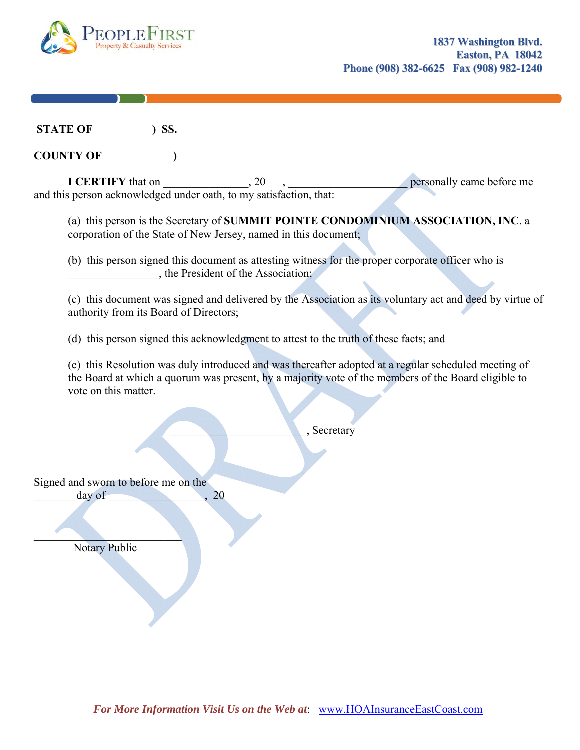PEOPLEFIRST
Property & Casualty Services

1837 Washington Blvd.
Easton, PA 18042
Phone (908) 382-6625 Fax (908) 982-1240

**STATE OF ) SS.**

**COUNTY OF )**

**I CERTIFY** that on _______________, 20 , ____________________ personally came before me and this person acknowledged under oath, to my satisfaction, that:

(a) this person is the Secretary of **SUMMIT POINTE CONDOMINIUM ASSOCIATION, INC**. a corporation of the State of New Jersey, named in this document;

(b) this person signed this document as attesting witness for the proper corporate officer who is ________________, the President of the Association;

(c) this document was signed and delivered by the Association as its voluntary act and deed by virtue of authority from its Board of Directors;

(d) this person signed this acknowledgment to attest to the truth of these facts; and

(e) this Resolution was duly introduced and was thereafter adopted at a regular scheduled meeting of the Board at which a quorum was present, by a majority vote of the members of the Board eligible to vote on this matter.

________________________, Secretary

Signed and sworn to before me on the
_______ day of _________________, 20

____________________________
Notary Public

DRAFT

*For More Information Visit Us on the Web at*: www.HOAInsuranceEastCoast.com